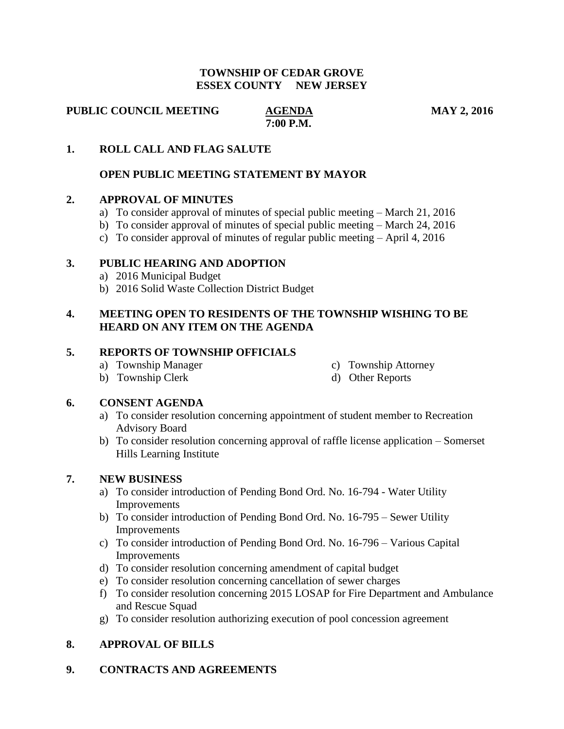# TOWNSHIP OF CEDAR GROVE
## ESSEX COUNTY NEW JERSEY

**PUBLIC COUNCIL MEETING** **AGENDA** **MAY 2, 2016**

**7:00 P.M.**

**1. ROLL CALL AND FLAG SALUTE**

**OPEN PUBLIC MEETING STATEMENT BY MAYOR**

**2. APPROVAL OF MINUTES**

a) To consider approval of minutes of special public meeting – March 21, 2016
b) To consider approval of minutes of special public meeting – March 24, 2016
c) To consider approval of minutes of regular public meeting – April 4, 2016

**3. PUBLIC HEARING AND ADOPTION**

a) 2016 Municipal Budget
b) 2016 Solid Waste Collection District Budget

**4. MEETING OPEN TO RESIDENTS OF THE TOWNSHIP WISHING TO BE HEARD ON ANY ITEM ON THE AGENDA**

**5. REPORTS OF TOWNSHIP OFFICIALS**

a) Township Manager
b) Township Clerk
c) Township Attorney
d) Other Reports

**6. CONSENT AGENDA**

a) To consider resolution concerning appointment of student member to Recreation Advisory Board
b) To consider resolution concerning approval of raffle license application – Somerset Hills Learning Institute

**7. NEW BUSINESS**

a) To consider introduction of Pending Bond Ord. No. 16-794 - Water Utility Improvements
b) To consider introduction of Pending Bond Ord. No. 16-795 – Sewer Utility Improvements
c) To consider introduction of Pending Bond Ord. No. 16-796 – Various Capital Improvements
d) To consider resolution concerning amendment of capital budget
e) To consider resolution concerning cancellation of sewer charges
f) To consider resolution concerning 2015 LOSAP for Fire Department and Ambulance and Rescue Squad
g) To consider resolution authorizing execution of pool concession agreement

**8. APPROVAL OF BILLS**

**9. CONTRACTS AND AGREEMENTS**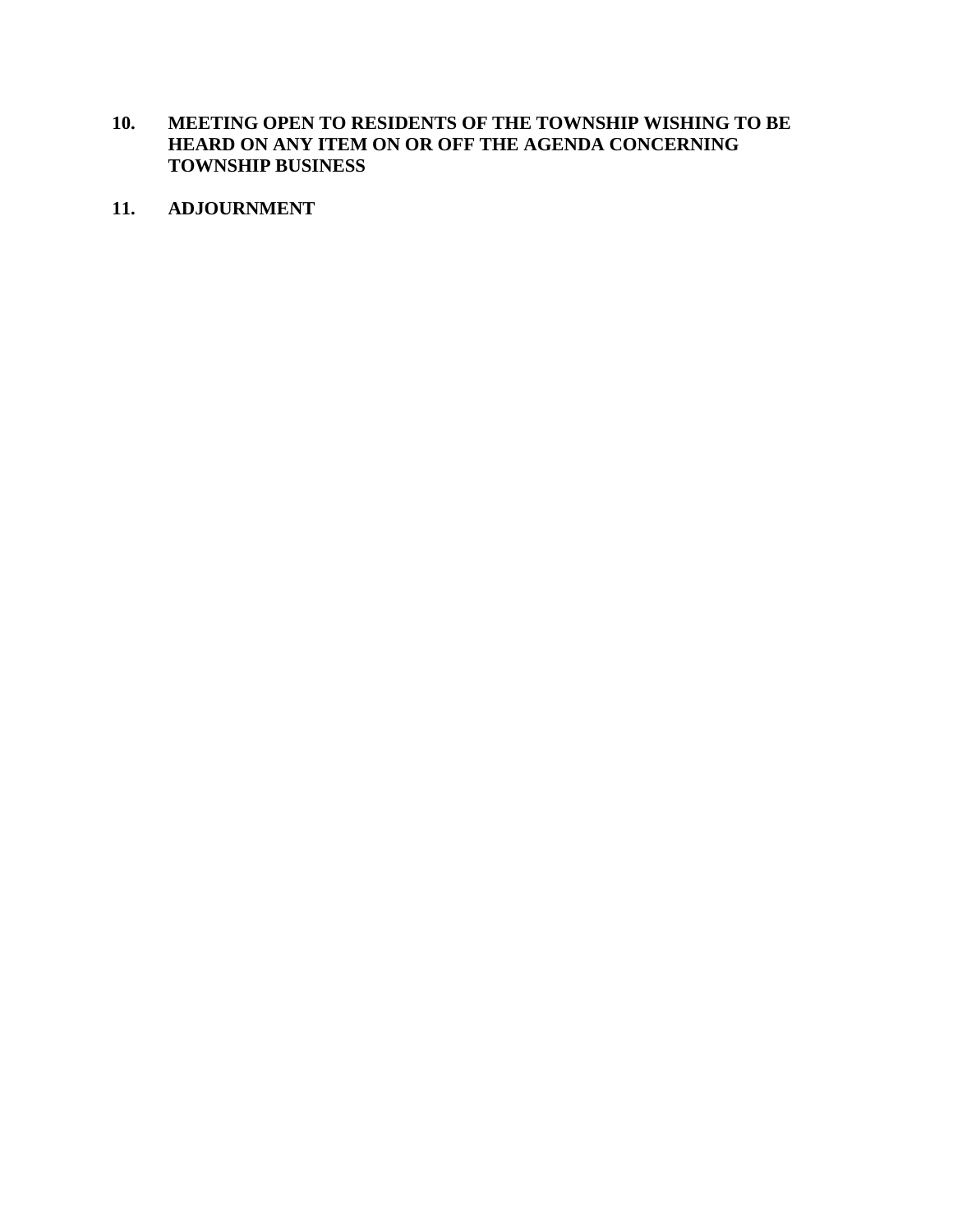**10. MEETING OPEN TO RESIDENTS OF THE TOWNSHIP WISHING TO BE HEARD ON ANY ITEM ON OR OFF THE AGENDA CONCERNING TOWNSHIP BUSINESS**

**11. ADJOURNMENT**